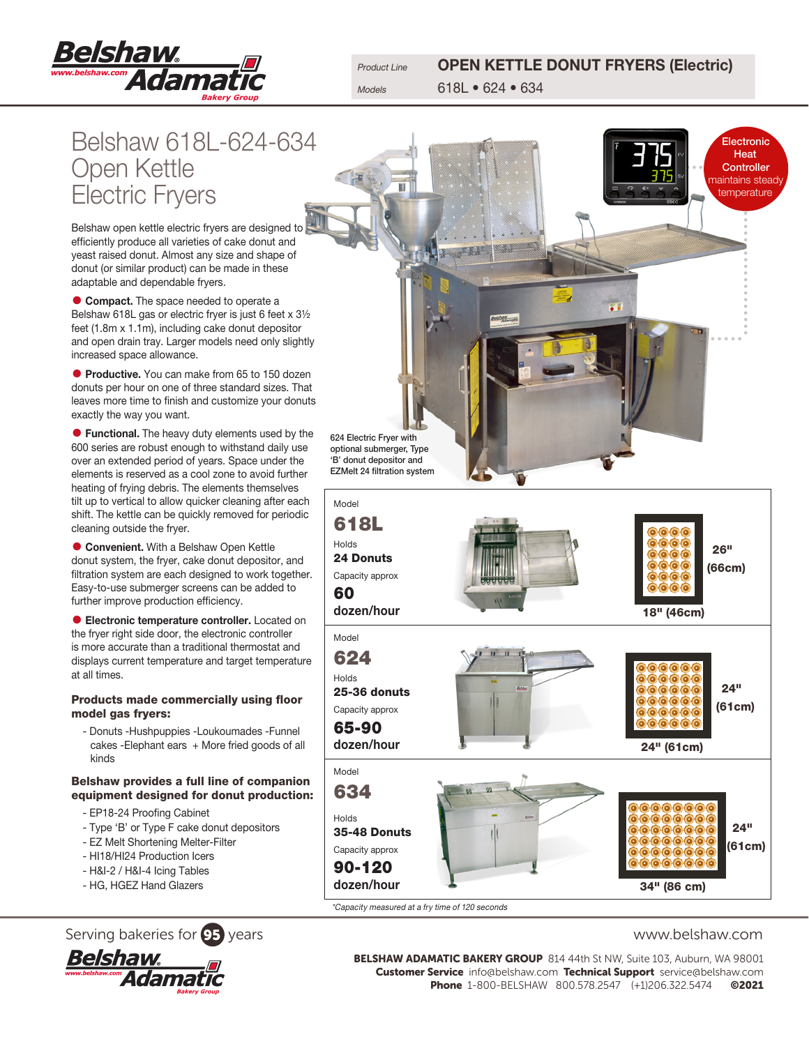Product Line **OPEN KETTLE DONUT FRYERS (Electric)**

Models 618L • 624 • 634

# Belshaw 618L-624-634 Open Kettle Electric Fryers

Belshaw open kettle electric fryers are designed to efficiently produce all varieties of cake donut and yeast raised donut. Almost any size and shape of donut (or similar product) can be made in these adaptable and dependable fryers.

- **Compact.** The space needed to operate a Belshaw 618L gas or electric fryer is just 6 feet x 3½ feet (1.8m x 1.1m), including cake donut depositor and open drain tray. Larger models need only slightly increased space allowance.

- **Productive.** You can make from 65 to 150 dozen donuts per hour on one of three standard sizes. That leaves more time to finish and customize your donuts exactly the way you want.

- **Functional.** The heavy duty elements used by the 600 series are robust enough to withstand daily use over an extended period of years. Space under the elements is reserved as a cool zone to avoid further heating of frying debris. The elements themselves tilt up to vertical to allow quicker cleaning after each shift. The kettle can be quickly removed for periodic cleaning outside the fryer.

- **Convenient.** With a Belshaw Open Kettle donut system, the fryer, cake donut depositor, and filtration system are each designed to work together. Easy-to-use submerger screens can be added to further improve production efficiency.

- **Electronic temperature controller.** Located on the fryer right side door, the electronic controller is more accurate than a traditional thermostat and displays current temperature and target temperature at all times.

### Products made commercially using floor model gas fryers:

- Donuts -Hushpuppies -Loukoumades -Funnel cakes -Elephant ears + More fried goods of all kinds

### Belshaw provides a full line of companion equipment designed for donut production:

- EP18-24 Proofing Cabinet
- Type 'B' or Type F cake donut depositors
- EZ Melt Shortening Melter-Filter
- HI18/HI24 Production Icers
- H&I-2 / H&I-4 Icing Tables
- HG, HGEZ Hand Glazers

**Electronic Heat Controller** maintains steady temperature

624 Electric Fryer with optional submerger, Type 'B' donut depositor and EZMelt 24 filtration system

| Model | Holds | Capacity approx | Dimensions |
|---|---|---|---|
| **618L** | **24 Donuts** | **60 dozen/hour** | 26" (66cm) x 18" (46cm) |
| **624** | **25-36 donuts** | **65-90 dozen/hour** | 24" (61cm) x 24" (61cm) |
| **634** | **35-48 Donuts** | **90-120 dozen/hour** | 24" (61cm) x 34" (86 cm) |

*Capacity measured at a fry time of 120 seconds*

Serving bakeries for 95 years

www.belshaw.com

**BELSHAW ADAMATIC BAKERY GROUP** 814 44th St NW, Suite 103, Auburn, WA 98001
**Customer Service** info@belshaw.com **Technical Support** service@belshaw.com
**Phone** 1-800-BELSHAW 800.578.2547 (+1)206.322.5474 **©2021**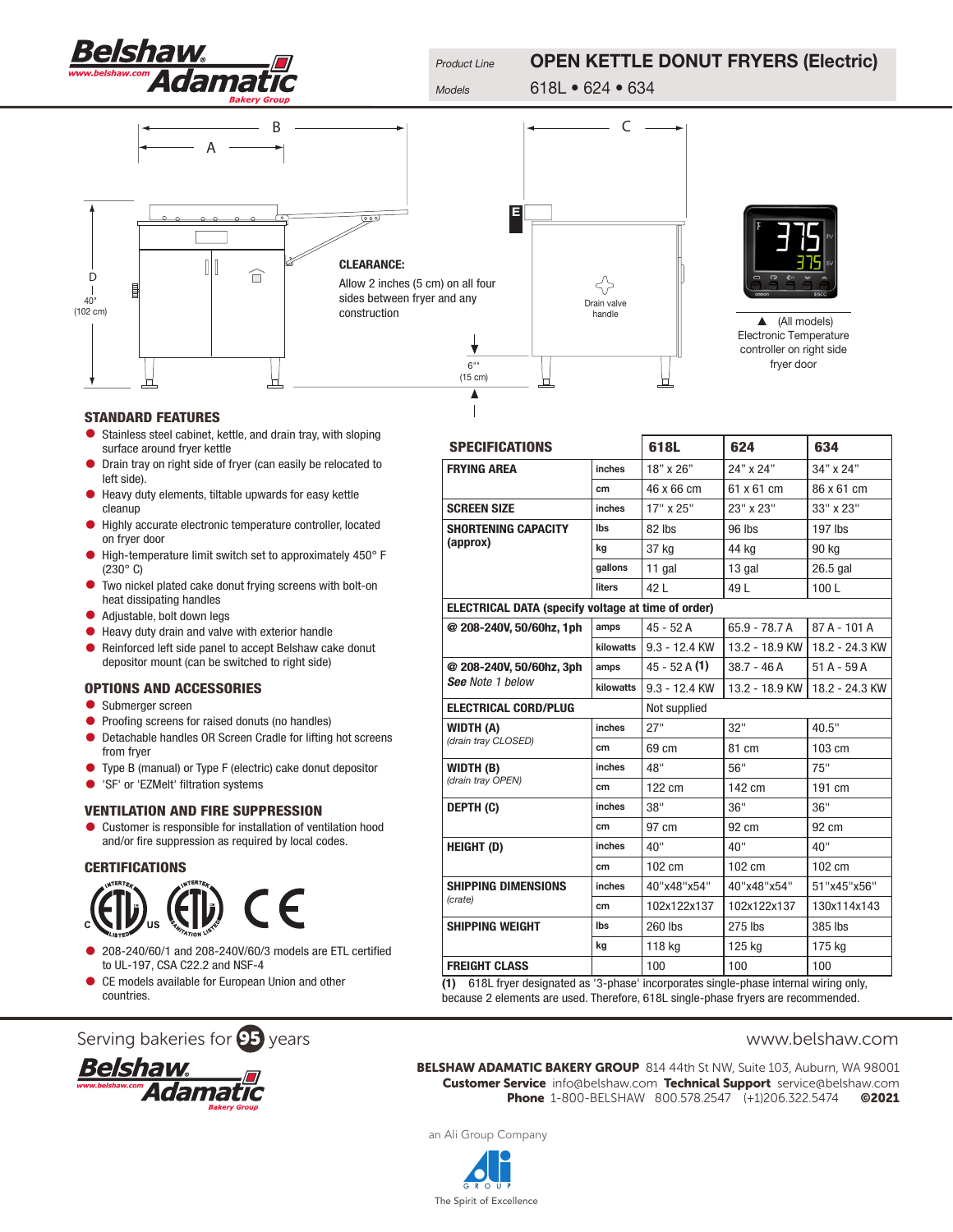Product Line **OPEN KETTLE DONUT FRYERS (Electric)**

Models 618L • 624 • 634

B

A

C

E

D
40"
(102 cm)

**CLEARANCE:**
Allow 2 inches (5 cm) on all four sides between fryer and any construction

6""
(15 cm)

Drain valve handle

▲ (All models)
Electronic Temperature controller on right side fryer door

## STANDARD FEATURES

- Stainless steel cabinet, kettle, and drain tray, with sloping surface around fryer kettle
- Drain tray on right side of fryer (can easily be relocated to left side).
- Heavy duty elements, tiltable upwards for easy kettle cleanup
- Highly accurate electronic temperature controller, located on fryer door
- High-temperature limit switch set to approximately 450° F (230° C)
- Two nickel plated cake donut frying screens with bolt-on heat dissipating handles
- Adjustable, bolt down legs
- Heavy duty drain and valve with exterior handle
- Reinforced left side panel to accept Belshaw cake donut depositor mount (can be switched to right side)

## OPTIONS AND ACCESSORIES

- Submerger screen
- Proofing screens for raised donuts (no handles)
- Detachable handles OR Screen Cradle for lifting hot screens from fryer
- Type B (manual) or Type F (electric) cake donut depositor
- 'SF' or 'EZMelt' filtration systems

## VENTILATION AND FIRE SUPPRESSION

- Customer is responsible for installation of ventilation hood and/or fire suppression as required by local codes.

## CERTIFICATIONS

- 208-240/60/1 and 208-240V/60/3 models are ETL certified to UL-197, CSA C22.2 and NSF-4
- CE models available for European Union and other countries.

| SPECIFICATIONS | | 618L | 624 | 634 |
|---|---|---|---|---|
| **FRYING AREA** | inches | 18" x 26" | 24" x 24" | 34" x 24" |
| | cm | 46 x 66 cm | 61 x 61 cm | 86 x 61 cm |
| **SCREEN SIZE** | inches | 17" x 25" | 23" x 23" | 33" x 23" |
| **SHORTENING CAPACITY (approx)** | lbs | 82 lbs | 96 lbs | 197 lbs |
| | kg | 37 kg | 44 kg | 90 kg |
| | gallons | 11 gal | 13 gal | 26.5 gal |
| | liters | 42 L | 49 L | 100 L |
| **ELECTRICAL DATA (specify voltage at time of order)** | | | | |
| **@ 208-240V, 50/60hz, 1ph** | amps | 45 - 52 A | 65.9 - 78.7 A | 87 A - 101 A |
| | kilowatts | 9.3 - 12.4 KW | 13.2 - 18.9 KW | 18.2 - 24.3 KW |
| **@ 208-240V, 50/60hz, 3ph** *See Note 1 below* | amps | 45 - 52 A **(1)** | 38.7 - 46 A | 51 A - 59 A |
| | kilowatts | 9.3 - 12.4 KW | 13.2 - 18.9 KW | 18.2 - 24.3 KW |
| **ELECTRICAL CORD/PLUG** | | Not supplied | | |
| **WIDTH (A)** *(drain tray CLOSED)* | inches | 27" | 32" | 40.5" |
| | cm | 69 cm | 81 cm | 103 cm |
| **WIDTH (B)** *(drain tray OPEN)* | inches | 48" | 56" | 75" |
| | cm | 122 cm | 142 cm | 191 cm |
| **DEPTH (C)** | inches | 38" | 36" | 36" |
| | cm | 97 cm | 92 cm | 92 cm |
| **HEIGHT (D)** | inches | 40" | 40" | 40" |
| | cm | 102 cm | 102 cm | 102 cm |
| **SHIPPING DIMENSIONS** *(crate)* | inches | 40"x48"x54" | 40"x48"x54" | 51"x45"x56" |
| | cm | 102x122x137 | 102x122x137 | 130x114x143 |
| **SHIPPING WEIGHT** | lbs | 260 lbs | 275 lbs | 385 lbs |
| | kg | 118 kg | 125 kg | 175 kg |
| **FREIGHT CLASS** | | 100 | 100 | 100 |

**(1)** 618L fryer designated as '3-phase' incorporates single-phase internal wiring only, because 2 elements are used. Therefore, 618L single-phase fryers are recommended.

Serving bakeries for 95 years

www.belshaw.com

**BELSHAW ADAMATIC BAKERY GROUP** 814 44th St NW, Suite 103, Auburn, WA 98001
**Customer Service** info@belshaw.com **Technical Support** service@belshaw.com
**Phone** 1-800-BELSHAW 800.578.2547 (+1)206.322.5474 **©2021**

an Ali Group Company

The Spirit of Excellence